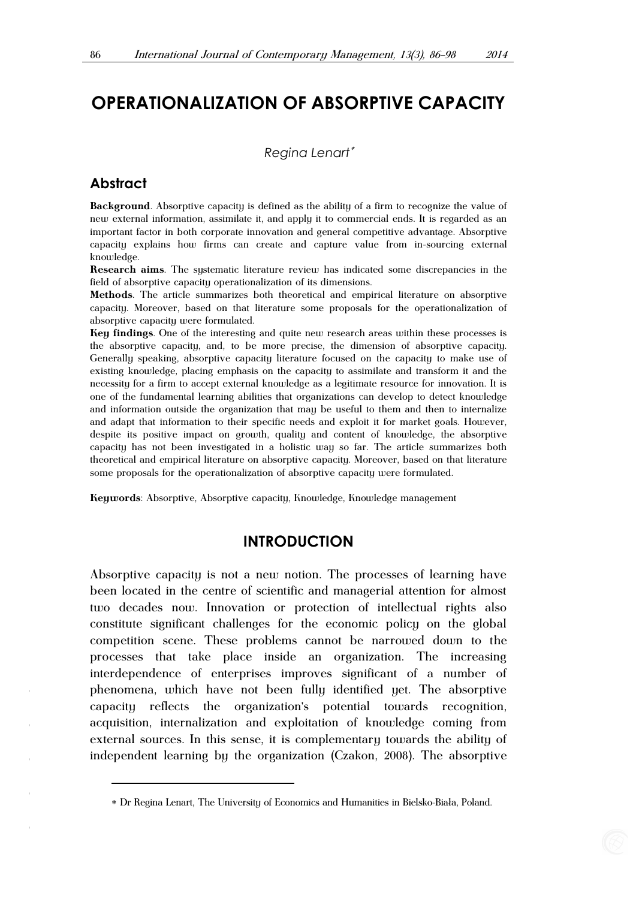# OPERATIONALIZATION OF ABSORPTIVE CAPACITY

*Regina Lenart*[*]

## Abstract

**Background**. Absorptive capacity is defined as the ability of a firm to recognize the value of new external information, assimilate it, and apply it to commercial ends. It is regarded as an important factor in both corporate innovation and general competitive advantage. Absorptive capacity explains how firms can create and capture value from in-sourcing external knowledge.

**Research aims**. The systematic literature review has indicated some discrepancies in the field of absorptive capacity operationalization of its dimensions.

**Methods**. The article summarizes both theoretical and empirical literature on absorptive capacity. Moreover, based on that literature some proposals for the operationalization of absorptive capacity were formulated.

**Key findings**. One of the interesting and quite new research areas within these processes is the absorptive capacity, and, to be more precise, the dimension of absorptive capacity. Generally speaking, absorptive capacity literature focused on the capacity to make use of existing knowledge, placing emphasis on the capacity to assimilate and transform it and the necessity for a firm to accept external knowledge as a legitimate resource for innovation. It is one of the fundamental learning abilities that organizations can develop to detect knowledge and information outside the organization that may be useful to them and then to internalize and adapt that information to their specific needs and exploit it for market goals. However, despite its positive impact on growth, quality and content of knowledge, the absorptive capacity has not been investigated in a holistic way so far. The article summarizes both theoretical and empirical literature on absorptive capacity. Moreover, based on that literature some proposals for the operationalization of absorptive capacity were formulated.

**Keywords**: Absorptive, Absorptive capacity, Knowledge, Knowledge management

## INTRODUCTION

Absorptive capacity is not a new notion. The processes of learning have been located in the centre of scientific and managerial attention for almost two decades now. Innovation or protection of intellectual rights also constitute significant challenges for the economic policy on the global competition scene. These problems cannot be narrowed down to the processes that take place inside an organization. The increasing interdependence of enterprises improves significant of a number of phenomena, which have not been fully identified yet. The absorptive capacity reflects the organization's potential towards recognition, acquisition, internalization and exploitation of knowledge coming from external sources. In this sense, it is complementary towards the ability of independent learning by the organization (Czakon, 2008). The absorptive

[*] Dr Regina Lenart, The University of Economics and Humanities in Bielsko-Biała, Poland.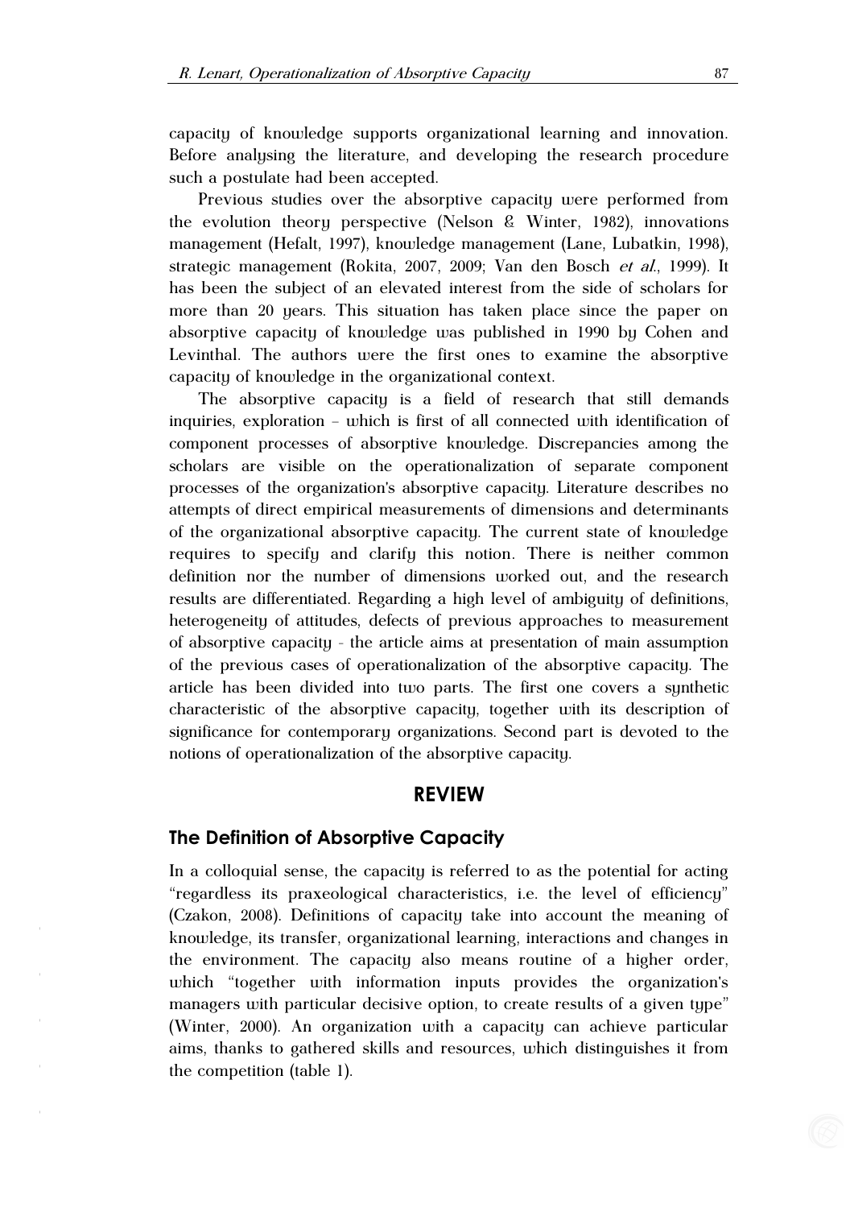capacity of knowledge supports organizational learning and innovation. Before analysing the literature, and developing the research procedure such a postulate had been accepted.

Previous studies over the absorptive capacity were performed from the evolution theory perspective (Nelson & Winter, 1982), innovations management (Hefalt, 1997), knowledge management (Lane, Lubatkin, 1998), strategic management (Rokita, 2007, 2009; Van den Bosch *et al.*, 1999). It has been the subject of an elevated interest from the side of scholars for more than 20 years. This situation has taken place since the paper on absorptive capacity of knowledge was published in 1990 by Cohen and Levinthal. The authors were the first ones to examine the absorptive capacity of knowledge in the organizational context.

The absorptive capacity is a field of research that still demands inquiries, exploration – which is first of all connected with identification of component processes of absorptive knowledge. Discrepancies among the scholars are visible on the operationalization of separate component processes of the organization's absorptive capacity. Literature describes no attempts of direct empirical measurements of dimensions and determinants of the organizational absorptive capacity. The current state of knowledge requires to specify and clarify this notion. There is neither common definition nor the number of dimensions worked out, and the research results are differentiated. Regarding a high level of ambiguity of definitions, heterogeneity of attitudes, defects of previous approaches to measurement of absorptive capacity - the article aims at presentation of main assumption of the previous cases of operationalization of the absorptive capacity. The article has been divided into two parts. The first one covers a synthetic characteristic of the absorptive capacity, together with its description of significance for contemporary organizations. Second part is devoted to the notions of operationalization of the absorptive capacity.

## REVIEW

### The Definition of Absorptive Capacity

In a colloquial sense, the capacity is referred to as the potential for acting "regardless its praxeological characteristics, i.e. the level of efficiency" (Czakon, 2008). Definitions of capacity take into account the meaning of knowledge, its transfer, organizational learning, interactions and changes in the environment. The capacity also means routine of a higher order, which "together with information inputs provides the organization's managers with particular decisive option, to create results of a given type" (Winter, 2000). An organization with a capacity can achieve particular aims, thanks to gathered skills and resources, which distinguishes it from the competition (table 1).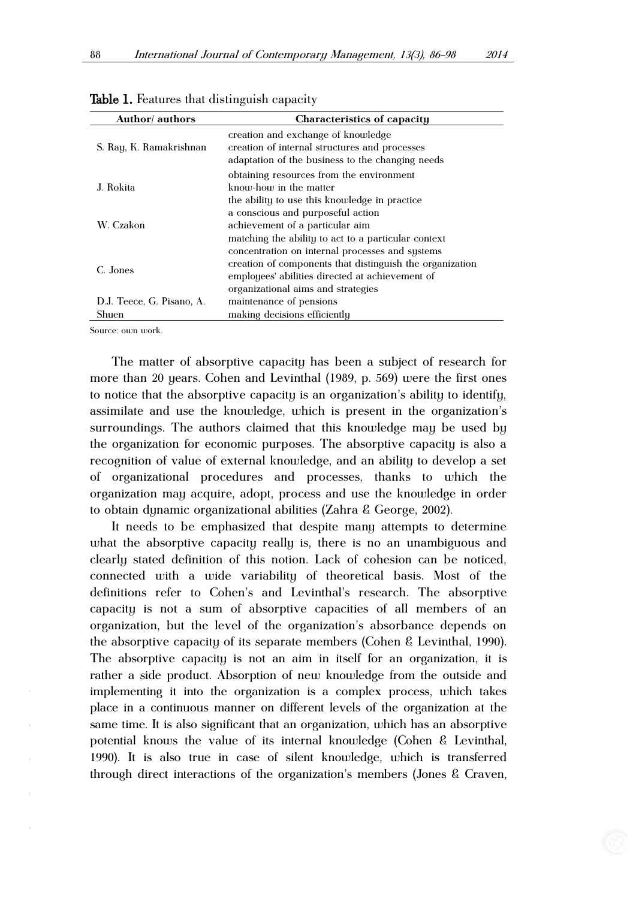**Table 1.** Features that distinguish capacity

| Author/ authors | Characteristics of capacity |
|---|---|
| S. Ray, K. Ramakrishnan | creation and exchange of knowledge<br>creation of internal structures and processes<br>adaptation of the business to the changing needs |
| J. Rokita | obtaining resources from the environment<br>know-how in the matter<br>the ability to use this knowledge in practice |
| W. Czakon | a conscious and purposeful action<br>achievement of a particular aim<br>matching the ability to act to a particular context |
| C. Jones | concentration on internal processes and systems<br>creation of components that distinguish the organization<br>employees' abilities directed at achievement of organizational aims and strategies |
| D.J. Teece, G. Pisano, A. Shuen | maintenance of pensions<br>making decisions efficiently |

Source: own work.

The matter of absorptive capacity has been a subject of research for more than 20 years. Cohen and Levinthal (1989, p. 569) were the first ones to notice that the absorptive capacity is an organization's ability to identify, assimilate and use the knowledge, which is present in the organization's surroundings. The authors claimed that this knowledge may be used by the organization for economic purposes. The absorptive capacity is also a recognition of value of external knowledge, and an ability to develop a set of organizational procedures and processes, thanks to which the organization may acquire, adopt, process and use the knowledge in order to obtain dynamic organizational abilities (Zahra & George, 2002).

It needs to be emphasized that despite many attempts to determine what the absorptive capacity really is, there is no an unambiguous and clearly stated definition of this notion. Lack of cohesion can be noticed, connected with a wide variability of theoretical basis. Most of the definitions refer to Cohen's and Levinthal's research. The absorptive capacity is not a sum of absorptive capacities of all members of an organization, but the level of the organization's absorbance depends on the absorptive capacity of its separate members (Cohen & Levinthal, 1990). The absorptive capacity is not an aim in itself for an organization, it is rather a side product. Absorption of new knowledge from the outside and implementing it into the organization is a complex process, which takes place in a continuous manner on different levels of the organization at the same time. It is also significant that an organization, which has an absorptive potential knows the value of its internal knowledge (Cohen & Levinthal, 1990). It is also true in case of silent knowledge, which is transferred through direct interactions of the organization's members (Jones & Craven,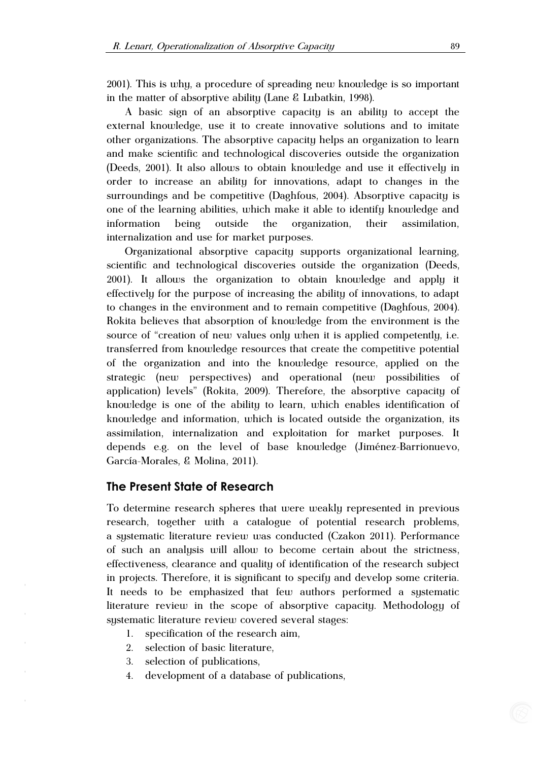2001). This is why, a procedure of spreading new knowledge is so important in the matter of absorptive ability (Lane & Lubatkin, 1998).

A basic sign of an absorptive capacity is an ability to accept the external knowledge, use it to create innovative solutions and to imitate other organizations. The absorptive capacity helps an organization to learn and make scientific and technological discoveries outside the organization (Deeds, 2001). It also allows to obtain knowledge and use it effectively in order to increase an ability for innovations, adapt to changes in the surroundings and be competitive (Daghfous, 2004). Absorptive capacity is one of the learning abilities, which make it able to identify knowledge and information being outside the organization, their assimilation, internalization and use for market purposes.

Organizational absorptive capacity supports organizational learning, scientific and technological discoveries outside the organization (Deeds, 2001). It allows the organization to obtain knowledge and apply it effectively for the purpose of increasing the ability of innovations, to adapt to changes in the environment and to remain competitive (Daghfous, 2004). Rokita believes that absorption of knowledge from the environment is the source of "creation of new values only when it is applied competently, i.e. transferred from knowledge resources that create the competitive potential of the organization and into the knowledge resource, applied on the strategic (new perspectives) and operational (new possibilities of application) levels" (Rokita, 2009). Therefore, the absorptive capacity of knowledge is one of the ability to learn, which enables identification of knowledge and information, which is located outside the organization, its assimilation, internalization and exploitation for market purposes. It depends e.g. on the level of base knowledge (Jiménez-Barrionuevo, García-Morales, & Molina, 2011).

## The Present State of Research

To determine research spheres that were weakly represented in previous research, together with a catalogue of potential research problems, a systematic literature review was conducted (Czakon 2011). Performance of such an analysis will allow to become certain about the strictness, effectiveness, clearance and quality of identification of the research subject in projects. Therefore, it is significant to specify and develop some criteria. It needs to be emphasized that few authors performed a systematic literature review in the scope of absorptive capacity. Methodology of systematic literature review covered several stages:

1. specification of the research aim,
2. selection of basic literature,
3. selection of publications,
4. development of a database of publications,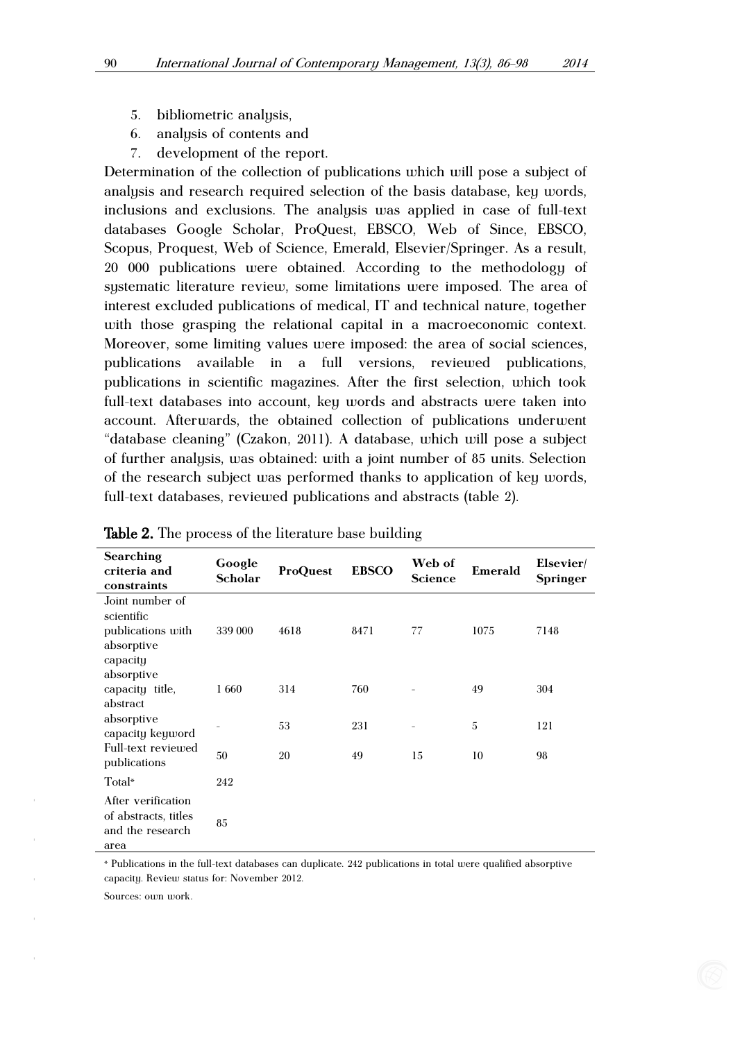5. bibliometric analysis,
6. analysis of contents and
7. development of the report.

Determination of the collection of publications which will pose a subject of analysis and research required selection of the basis database, key words, inclusions and exclusions. The analysis was applied in case of full-text databases Google Scholar, ProQuest, EBSCO, Web of Since, EBSCO, Scopus, Proquest, Web of Science, Emerald, Elsevier/Springer. As a result, 20 000 publications were obtained. According to the methodology of systematic literature review, some limitations were imposed. The area of interest excluded publications of medical, IT and technical nature, together with those grasping the relational capital in a macroeconomic context. Moreover, some limiting values were imposed: the area of social sciences, publications available in a full versions, reviewed publications, publications in scientific magazines. After the first selection, which took full-text databases into account, key words and abstracts were taken into account. Afterwards, the obtained collection of publications underwent "database cleaning" (Czakon, 2011). A database, which will pose a subject of further analysis, was obtained: with a joint number of 85 units. Selection of the research subject was performed thanks to application of key words, full-text databases, reviewed publications and abstracts (table 2).

**Table 2.** The process of the literature base building

| Searching criteria and constraints | Google Scholar | ProQuest | EBSCO | Web of Science | Emerald | Elsevier/ Springer |
|---|---|---|---|---|---|---|
| Joint number of scientific publications with absorptive capacity | 339 000 | 4618 | 8471 | 77 | 1075 | 7148 |
| absorptive capacity title, abstract | 1 660 | 314 | 760 | - | 49 | 304 |
| absorptive capacity keyword | - | 53 | 231 | - | 5 | 121 |
| Full-text reviewed publications | 50 | 20 | 49 | 15 | 10 | 98 |
| Total* | 242 | | | | | |
| After verification of abstracts, titles and the research area | 85 | | | | | |

* Publications in the full-text databases can duplicate. 242 publications in total were qualified absorptive capacity. Review status for: November 2012.

Sources: own work.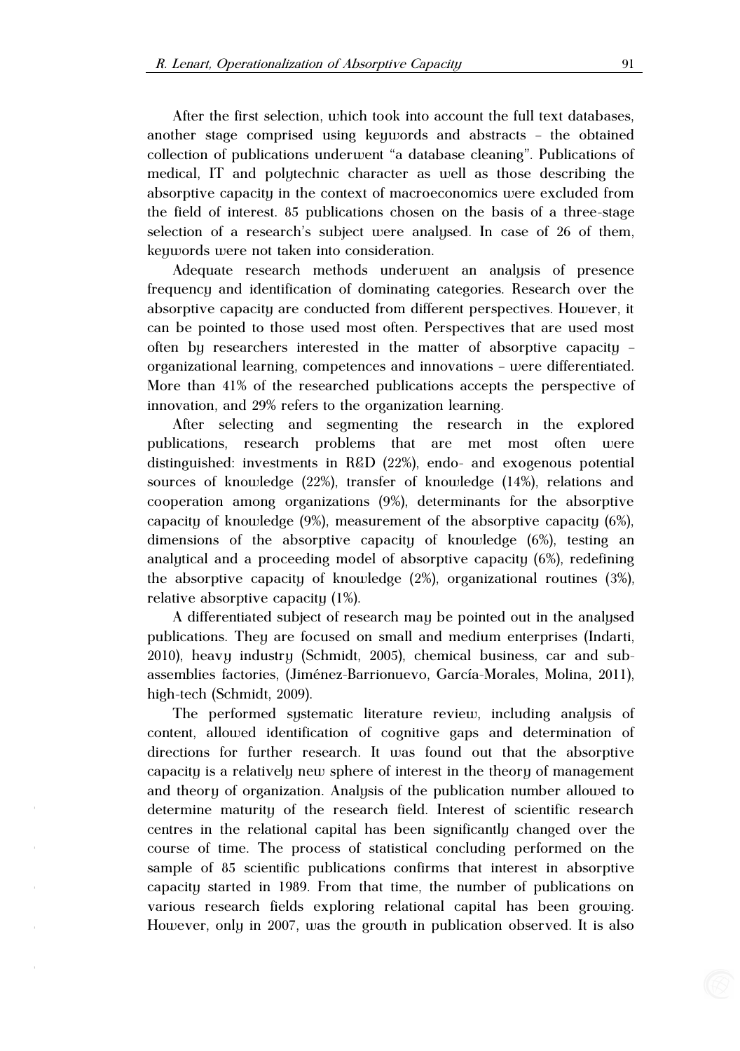After the first selection, which took into account the full text databases, another stage comprised using keywords and abstracts – the obtained collection of publications underwent "a database cleaning". Publications of medical, IT and polytechnic character as well as those describing the absorptive capacity in the context of macroeconomics were excluded from the field of interest. 85 publications chosen on the basis of a three-stage selection of a research's subject were analysed. In case of 26 of them, keywords were not taken into consideration.

Adequate research methods underwent an analysis of presence frequency and identification of dominating categories. Research over the absorptive capacity are conducted from different perspectives. However, it can be pointed to those used most often. Perspectives that are used most often by researchers interested in the matter of absorptive capacity – organizational learning, competences and innovations – were differentiated. More than 41% of the researched publications accepts the perspective of innovation, and 29% refers to the organization learning.

After selecting and segmenting the research in the explored publications, research problems that are met most often were distinguished: investments in R&D (22%), endo- and exogenous potential sources of knowledge (22%), transfer of knowledge (14%), relations and cooperation among organizations (9%), determinants for the absorptive capacity of knowledge (9%), measurement of the absorptive capacity (6%), dimensions of the absorptive capacity of knowledge (6%), testing an analytical and a proceeding model of absorptive capacity (6%), redefining the absorptive capacity of knowledge (2%), organizational routines (3%), relative absorptive capacity (1%).

A differentiated subject of research may be pointed out in the analysed publications. They are focused on small and medium enterprises (Indarti, 2010), heavy industry (Schmidt, 2005), chemical business, car and sub-assemblies factories, (Jiménez-Barrionuevo, García-Morales, Molina, 2011), high-tech (Schmidt, 2009).

The performed systematic literature review, including analysis of content, allowed identification of cognitive gaps and determination of directions for further research. It was found out that the absorptive capacity is a relatively new sphere of interest in the theory of management and theory of organization. Analysis of the publication number allowed to determine maturity of the research field. Interest of scientific research centres in the relational capital has been significantly changed over the course of time. The process of statistical concluding performed on the sample of 85 scientific publications confirms that interest in absorptive capacity started in 1989. From that time, the number of publications on various research fields exploring relational capital has been growing. However, only in 2007, was the growth in publication observed. It is also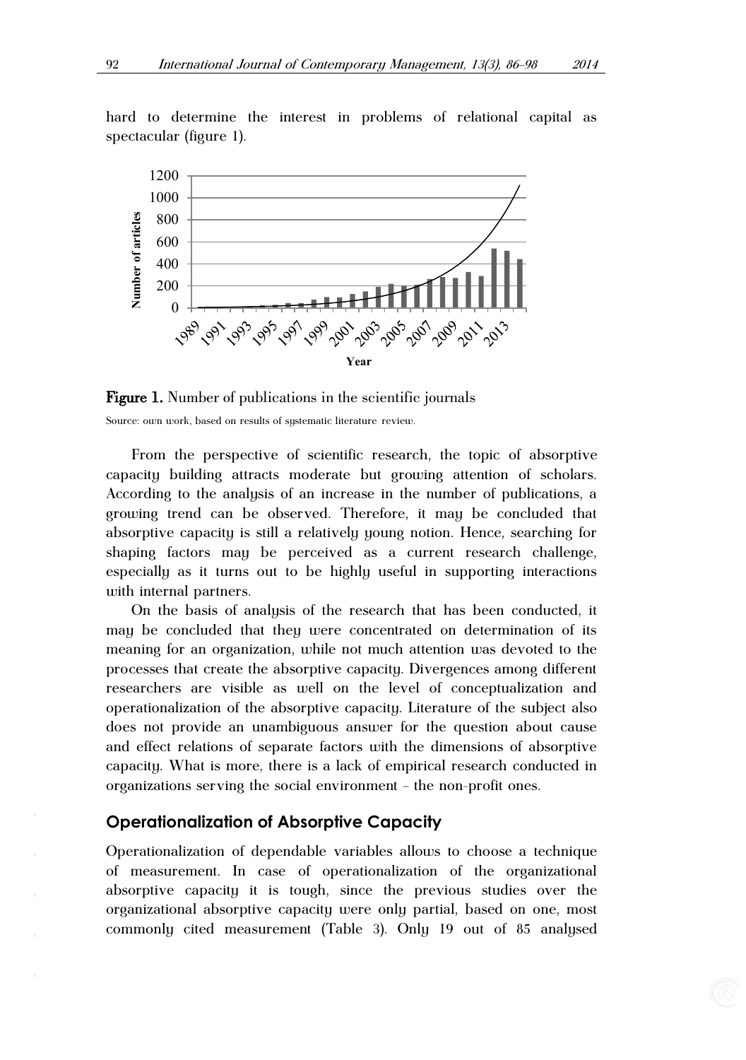hard to determine the interest in problems of relational capital as spectacular (figure 1).

**Figure 1.** Number of publications in the scientific journals

Source: own work, based on results of systematic literature review.

From the perspective of scientific research, the topic of absorptive capacity building attracts moderate but growing attention of scholars. According to the analysis of an increase in the number of publications, a growing trend can be observed. Therefore, it may be concluded that absorptive capacity is still a relatively young notion. Hence, searching for shaping factors may be perceived as a current research challenge, especially as it turns out to be highly useful in supporting interactions with internal partners.

On the basis of analysis of the research that has been conducted, it may be concluded that they were concentrated on determination of its meaning for an organization, while not much attention was devoted to the processes that create the absorptive capacity. Divergences among different researchers are visible as well on the level of conceptualization and operationalization of the absorptive capacity. Literature of the subject also does not provide an unambiguous answer for the question about cause and effect relations of separate factors with the dimensions of absorptive capacity. What is more, there is a lack of empirical research conducted in organizations serving the social environment – the non-profit ones.

## Operationalization of Absorptive Capacity

Operationalization of dependable variables allows to choose a technique of measurement. In case of operationalization of the organizational absorptive capacity it is tough, since the previous studies over the organizational absorptive capacity were only partial, based on one, most commonly cited measurement (Table 3). Only 19 out of 85 analysed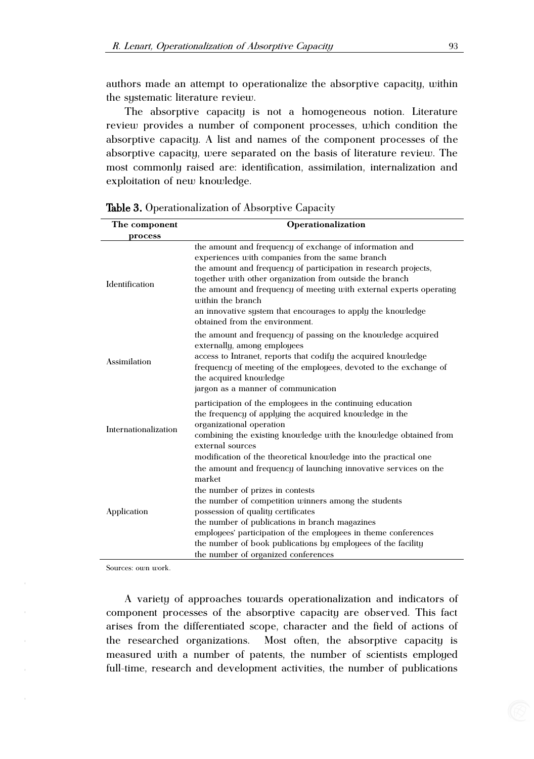authors made an attempt to operationalize the absorptive capacity, within the systematic literature review.

The absorptive capacity is not a homogeneous notion. Literature review provides a number of component processes, which condition the absorptive capacity. A list and names of the component processes of the absorptive capacity, were separated on the basis of literature review. The most commonly raised are: identification, assimilation, internalization and exploitation of new knowledge.

**Table 3.** Operationalization of Absorptive Capacity

| The component process | Operationalization |
|---|---|
| Identification | the amount and frequency of exchange of information and experiences with companies from the same branch<br>the amount and frequency of participation in research projects, together with other organization from outside the branch<br>the amount and frequency of meeting with external experts operating within the branch<br>an innovative system that encourages to apply the knowledge obtained from the environment. |
| Assimilation | the amount and frequency of passing on the knowledge acquired externally, among employees<br>access to Intranet, reports that codify the acquired knowledge<br>frequency of meeting of the employees, devoted to the exchange of the acquired knowledge<br>jargon as a manner of communication |
| Internationalization | participation of the employees in the continuing education<br>the frequency of applying the acquired knowledge in the organizational operation<br>combining the existing knowledge with the knowledge obtained from external sources<br>modification of the theoretical knowledge into the practical one |
| Application | the amount and frequency of launching innovative services on the market<br>the number of prizes in contests<br>the number of competition winners among the students<br>possession of quality certificates<br>the number of publications in branch magazines<br>employees' participation of the employees in theme conferences<br>the number of book publications by employees of the facility<br>the number of organized conferences |

Sources: own work.

A variety of approaches towards operationalization and indicators of component processes of the absorptive capacity are observed. This fact arises from the differentiated scope, character and the field of actions of the researched organizations. Most often, the absorptive capacity is measured with a number of patents, the number of scientists employed full-time, research and development activities, the number of publications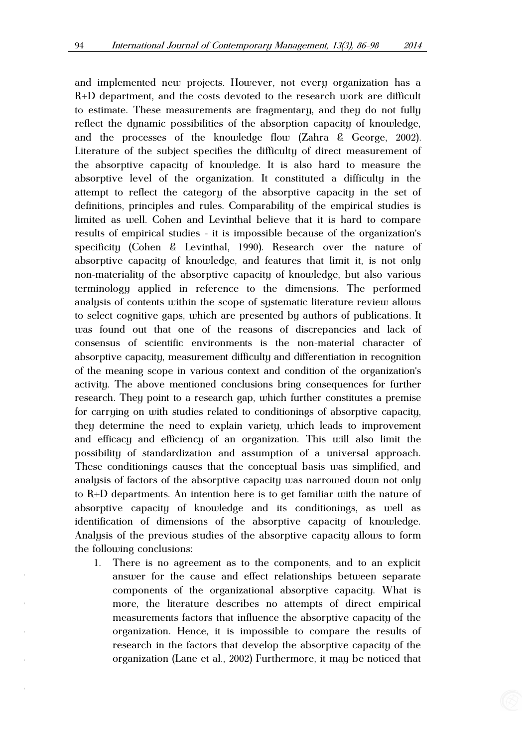and implemented new projects. However, not every organization has a R+D department, and the costs devoted to the research work are difficult to estimate. These measurements are fragmentary, and they do not fully reflect the dynamic possibilities of the absorption capacity of knowledge, and the processes of the knowledge flow (Zahra & George, 2002). Literature of the subject specifies the difficulty of direct measurement of the absorptive capacity of knowledge. It is also hard to measure the absorptive level of the organization. It constituted a difficulty in the attempt to reflect the category of the absorptive capacity in the set of definitions, principles and rules. Comparability of the empirical studies is limited as well. Cohen and Levinthal believe that it is hard to compare results of empirical studies - it is impossible because of the organization's specificity (Cohen & Levinthal, 1990). Research over the nature of absorptive capacity of knowledge, and features that limit it, is not only non-materiality of the absorptive capacity of knowledge, but also various terminology applied in reference to the dimensions. The performed analysis of contents within the scope of systematic literature review allows to select cognitive gaps, which are presented by authors of publications. It was found out that one of the reasons of discrepancies and lack of consensus of scientific environments is the non-material character of absorptive capacity, measurement difficulty and differentiation in recognition of the meaning scope in various context and condition of the organization's activity. The above mentioned conclusions bring consequences for further research. They point to a research gap, which further constitutes a premise for carrying on with studies related to conditionings of absorptive capacity, they determine the need to explain variety, which leads to improvement and efficacy and efficiency of an organization. This will also limit the possibility of standardization and assumption of a universal approach. These conditionings causes that the conceptual basis was simplified, and analysis of factors of the absorptive capacity was narrowed down not only to R+D departments. An intention here is to get familiar with the nature of absorptive capacity of knowledge and its conditionings, as well as identification of dimensions of the absorptive capacity of knowledge. Analysis of the previous studies of the absorptive capacity allows to form the following conclusions:

1. There is no agreement as to the components, and to an explicit answer for the cause and effect relationships between separate components of the organizational absorptive capacity. What is more, the literature describes no attempts of direct empirical measurements factors that influence the absorptive capacity of the organization. Hence, it is impossible to compare the results of research in the factors that develop the absorptive capacity of the organization (Lane et al., 2002) Furthermore, it may be noticed that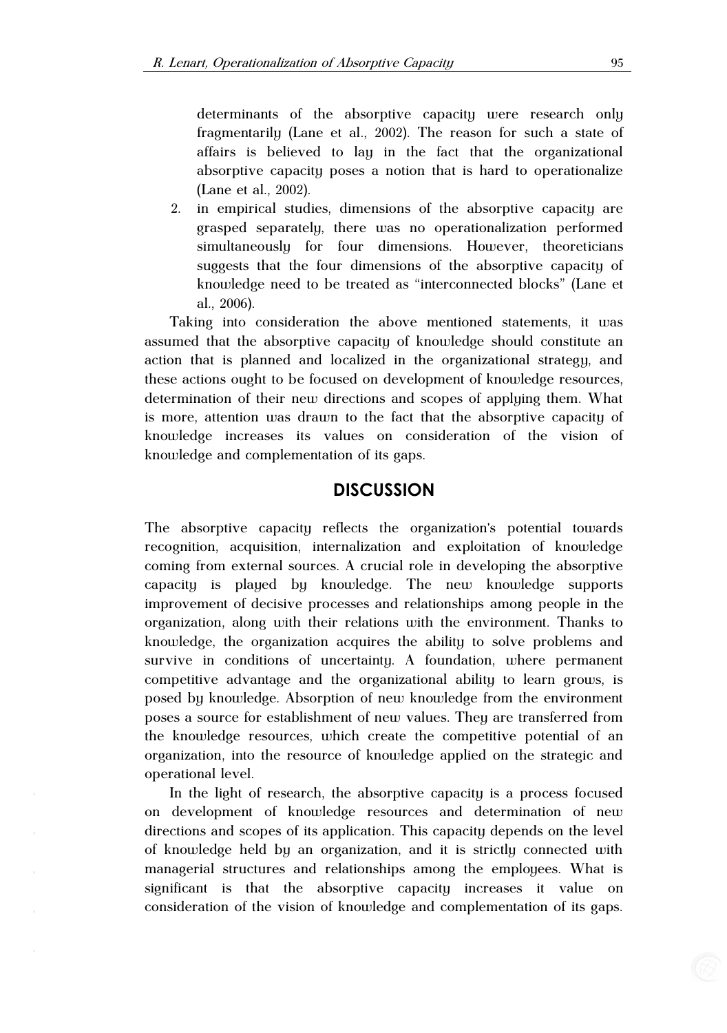determinants of the absorptive capacity were research only fragmentarily (Lane et al., 2002). The reason for such a state of affairs is believed to lay in the fact that the organizational absorptive capacity poses a notion that is hard to operationalize (Lane et al., 2002).

2. in empirical studies, dimensions of the absorptive capacity are grasped separately, there was no operationalization performed simultaneously for four dimensions. However, theoreticians suggests that the four dimensions of the absorptive capacity of knowledge need to be treated as "interconnected blocks" (Lane et al., 2006).

Taking into consideration the above mentioned statements, it was assumed that the absorptive capacity of knowledge should constitute an action that is planned and localized in the organizational strategy, and these actions ought to be focused on development of knowledge resources, determination of their new directions and scopes of applying them. What is more, attention was drawn to the fact that the absorptive capacity of knowledge increases its values on consideration of the vision of knowledge and complementation of its gaps.

## DISCUSSION

The absorptive capacity reflects the organization's potential towards recognition, acquisition, internalization and exploitation of knowledge coming from external sources. A crucial role in developing the absorptive capacity is played by knowledge. The new knowledge supports improvement of decisive processes and relationships among people in the organization, along with their relations with the environment. Thanks to knowledge, the organization acquires the ability to solve problems and survive in conditions of uncertainty. A foundation, where permanent competitive advantage and the organizational ability to learn grows, is posed by knowledge. Absorption of new knowledge from the environment poses a source for establishment of new values. They are transferred from the knowledge resources, which create the competitive potential of an organization, into the resource of knowledge applied on the strategic and operational level.

In the light of research, the absorptive capacity is a process focused on development of knowledge resources and determination of new directions and scopes of its application. This capacity depends on the level of knowledge held by an organization, and it is strictly connected with managerial structures and relationships among the employees. What is significant is that the absorptive capacity increases it value on consideration of the vision of knowledge and complementation of its gaps.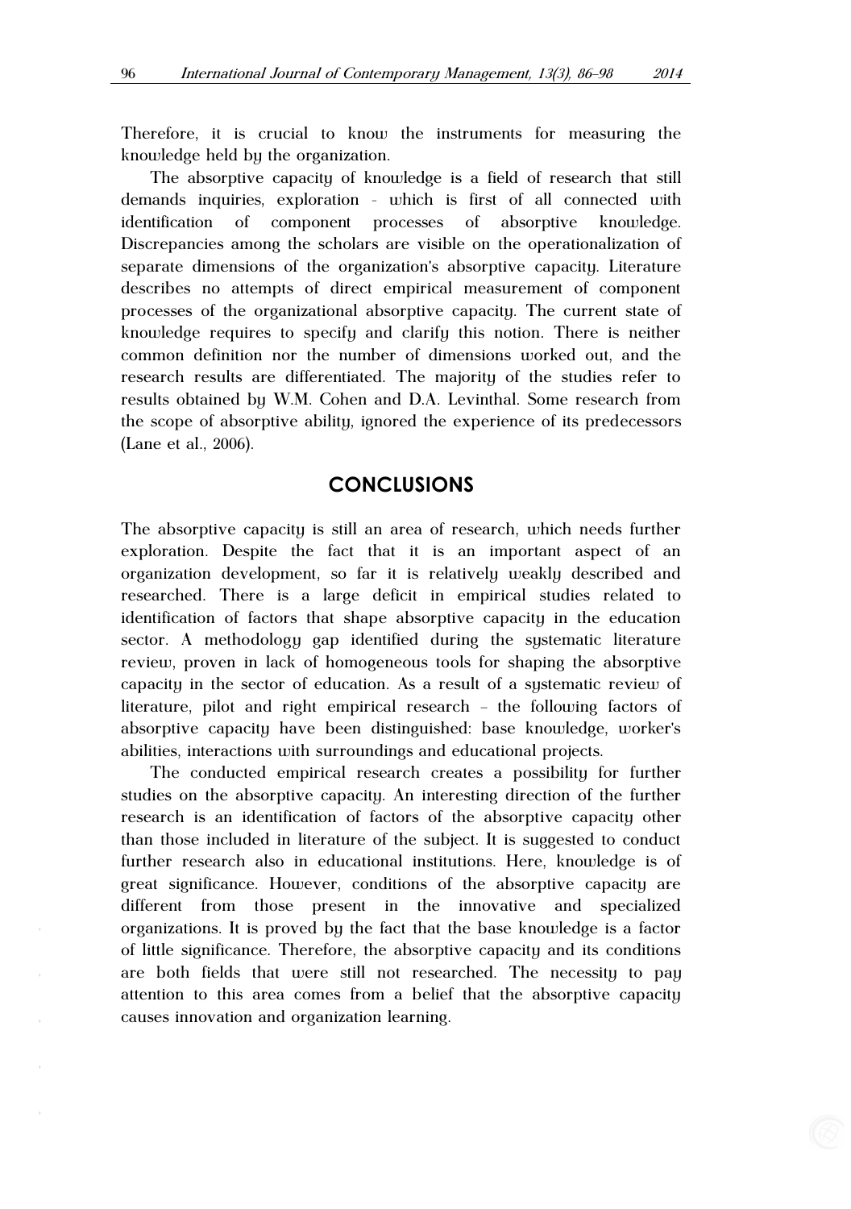Therefore, it is crucial to know the instruments for measuring the knowledge held by the organization.

The absorptive capacity of knowledge is a field of research that still demands inquiries, exploration - which is first of all connected with identification of component processes of absorptive knowledge. Discrepancies among the scholars are visible on the operationalization of separate dimensions of the organization's absorptive capacity. Literature describes no attempts of direct empirical measurement of component processes of the organizational absorptive capacity. The current state of knowledge requires to specify and clarify this notion. There is neither common definition nor the number of dimensions worked out, and the research results are differentiated. The majority of the studies refer to results obtained by W.M. Cohen and D.A. Levinthal. Some research from the scope of absorptive ability, ignored the experience of its predecessors (Lane et al., 2006).

## CONCLUSIONS

The absorptive capacity is still an area of research, which needs further exploration. Despite the fact that it is an important aspect of an organization development, so far it is relatively weakly described and researched. There is a large deficit in empirical studies related to identification of factors that shape absorptive capacity in the education sector. A methodology gap identified during the systematic literature review, proven in lack of homogeneous tools for shaping the absorptive capacity in the sector of education. As a result of a systematic review of literature, pilot and right empirical research – the following factors of absorptive capacity have been distinguished: base knowledge, worker's abilities, interactions with surroundings and educational projects.

The conducted empirical research creates a possibility for further studies on the absorptive capacity. An interesting direction of the further research is an identification of factors of the absorptive capacity other than those included in literature of the subject. It is suggested to conduct further research also in educational institutions. Here, knowledge is of great significance. However, conditions of the absorptive capacity are different from those present in the innovative and specialized organizations. It is proved by the fact that the base knowledge is a factor of little significance. Therefore, the absorptive capacity and its conditions are both fields that were still not researched. The necessity to pay attention to this area comes from a belief that the absorptive capacity causes innovation and organization learning.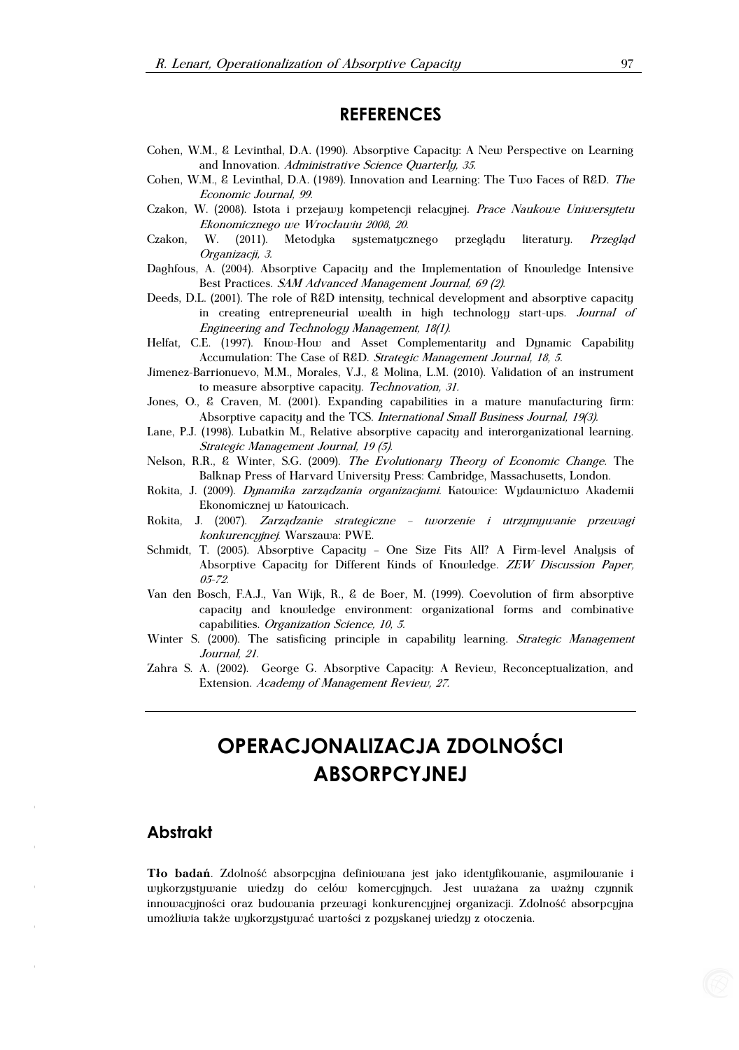## REFERENCES

Cohen, W.M., & Levinthal, D.A. (1990). Absorptive Capacity: A New Perspective on Learning and Innovation. *Administrative Science Quarterly, 35.*

Cohen, W.M., & Levinthal, D.A. (1989). Innovation and Learning: The Two Faces of R&D. *The Economic Journal, 99.*

Czakon, W. (2008). Istota i przejawy kompetencji relacyjnej. *Prace Naukowe Uniwersytetu Ekonomicznego we Wrocławiu 2008, 20.*

Czakon, W. (2011). Metodyka systematycznego przeglądu literatury. *Przegląd Organizacji, 3.*

Daghfous, A. (2004). Absorptive Capacity and the Implementation of Knowledge Intensive Best Practices. *SAM Advanced Management Journal, 69 (2).*

Deeds, D.L. (2001). The role of R&D intensity, technical development and absorptive capacity in creating entrepreneurial wealth in high technology start-ups. *Journal of Engineering and Technology Management, 18(1).*

Helfat, C.E. (1997). Know-How and Asset Complementarity and Dynamic Capability Accumulation: The Case of R&D. *Strategic Management Journal, 18, 5.*

Jimenez-Barrionuevo, M.M., Morales, V.J., & Molina, L.M. (2010). Validation of an instrument to measure absorptive capacity. *Technovation, 31.*

Jones, O., & Craven, M. (2001). Expanding capabilities in a mature manufacturing firm: Absorptive capacity and the TCS. *International Small Business Journal, 19(3).*

Lane, P.J. (1998). Lubatkin M., Relative absorptive capacity and interorganizational learning. *Strategic Management Journal, 19 (5).*

Nelson, R.R., & Winter, S.G. (2009). *The Evolutionary Theory of Economic Change.* The Balknap Press of Harvard University Press: Cambridge, Massachusetts, London.

Rokita, J. (2009). *Dynamika zarządzania organizacjami.* Katowice: Wydawnictwo Akademii Ekonomicznej w Katowicach.

Rokita, J. (2007). *Zarządzanie strategiczne – tworzenie i utrzymywanie przewagi konkurencyjnej.* Warszawa: PWE.

Schmidt, T. (2005). Absorptive Capacity – One Size Fits All? A Firm-level Analysis of Absorptive Capacity for Different Kinds of Knowledge. *ZEW Discussion Paper, 05-72.*

Van den Bosch, F.A.J., Van Wijk, R., & de Boer, M. (1999). Coevolution of firm absorptive capacity and knowledge environment: organizational forms and combinative capabilities. *Organization Science, 10, 5.*

Winter S. (2000). The satisficing principle in capability learning. *Strategic Management Journal, 21.*

Zahra S. A. (2002). George G. Absorptive Capacity: A Review, Reconceptualization, and Extension. *Academy of Management Review, 27.*

# OPERACJONALIZACJA ZDOLNOŚCI ABSORPCYJNEJ

## Abstrakt

**Tło badań**. Zdolność absorpcyjna definiowana jest jako identyfikowanie, asymilowanie i wykorzystywanie wiedzy do celów komercyjnych. Jest uważana za ważny czynnik innowacyjności oraz budowania przewagi konkurencyjnej organizacji. Zdolność absorpcyjna umożliwia także wykorzystywać wartości z pozyskanej wiedzy z otoczenia.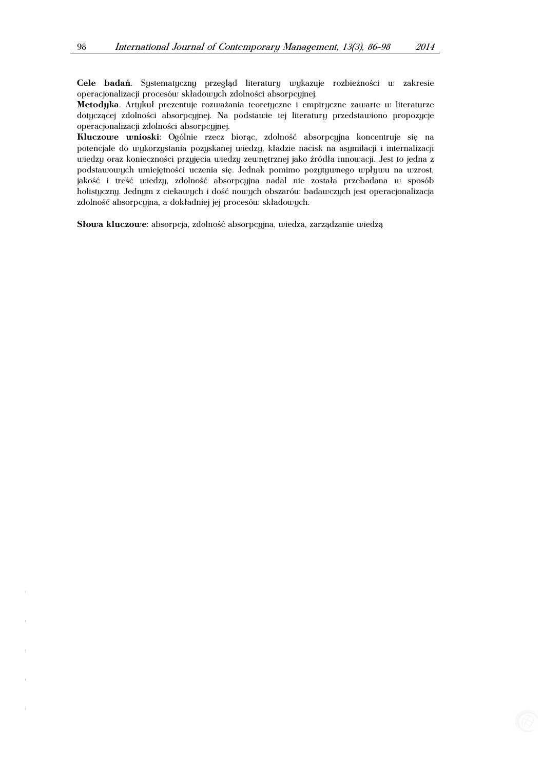**Cele badań**. Systematyczny przegląd literatury wykazuje rozbieżności w zakresie operacjonalizacji procesów składowych zdolności absorpcyjnej.

**Metodyka**. Artykuł prezentuje rozważania teoretyczne i empiryczne zawarte w literaturze dotyczącej zdolności absorpcyjnej. Na podstawie tej literatury przedstawiono propozycje operacjonalizacji zdolności absorpcyjnej.

**Kluczowe wnioski**: Ogólnie rzecz biorąc, zdolność absorpcyjna koncentruje się na potencjale do wykorzystania pozyskanej wiedzy, kładzie nacisk na asymilacji i internalizacji wiedzy oraz konieczności przyjęcia wiedzy zewnętrznej jako źródła innowacji. Jest to jedna z podstawowych umiejętności uczenia się. Jednak pomimo pozytywnego wpływu na wzrost, jakość i treść wiedzy, zdolność absorpcyjna nadal nie została przebadana w sposób holistyczny. Jednym z ciekawych i dość nowych obszarów badawczych jest operacjonalizacja zdolność absorpcyjna, a dokładniej jej procesów składowych.

**Słowa kluczowe**: absorpcja, zdolność absorpcyjna, wiedza, zarządzanie wiedzą